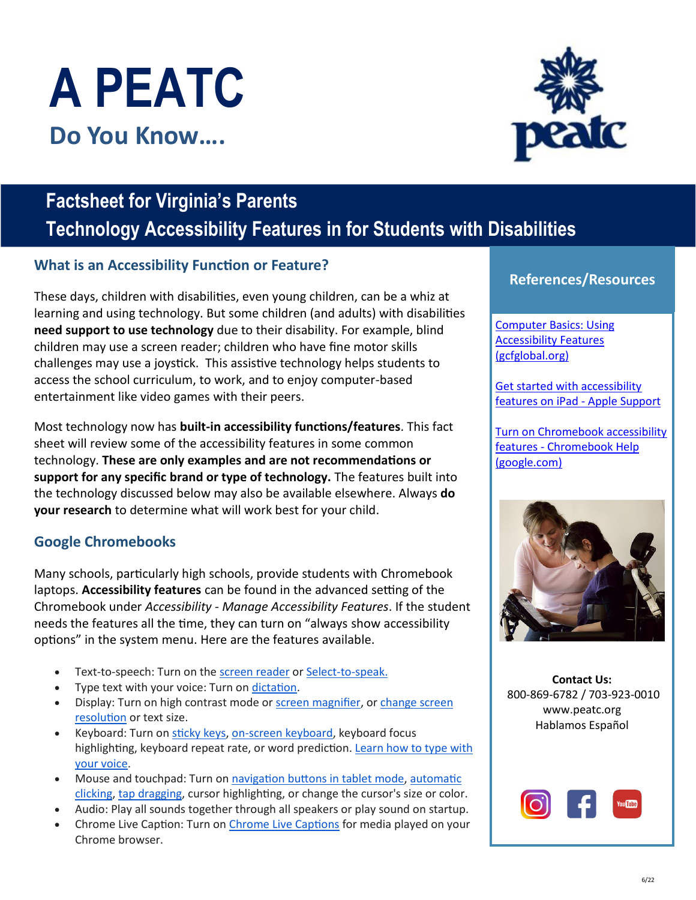# A PEATC

## Do You Know….

## Factsheet for Virginia's Parents

## Technology Accessibility Features in for Students with Disabilities

### What is an Accessibility Function or Feature?

These days, children with disabilities, even young children, can be a whiz at learning and using technology. But some children (and adults) with disabilities **need support to use technology** due to their disability. For example, blind children may use a screen reader; children who have fine motor skills challenges may use a joystick. This assistive technology helps students to access the school curriculum, to work, and to enjoy computer-based entertainment like video games with their peers.

Most technology now has **built-in accessibility functions/features**. This fact sheet will review some of the accessibility features in some common technology. **These are only examples and are not recommendations or support for any specific brand or type of technology.** The features built into the technology discussed below may also be available elsewhere. Always **do your research** to determine what will work best for your child.

### Google Chromebooks

Many schools, particularly high schools, provide students with Chromebook laptops. **Accessibility features** can be found in the advanced setting of the Chromebook under *Accessibility - Manage Accessibility Features*. If the student needs the features all the time, they can turn on "always show accessibility options" in the system menu. Here are the features available.

- Text-to-speech: Turn on the screen reader or Select-to-speak.
- Type text with your voice: Turn on dictation.
- Display: Turn on high contrast mode or screen magnifier, or change screen resolution or text size.
- Keyboard: Turn on sticky keys, on-screen keyboard, keyboard focus highlighting, keyboard repeat rate, or word prediction. Learn how to type with your voice.
- Mouse and touchpad: Turn on navigation buttons in tablet mode, automatic clicking, tap dragging, cursor highlighting, or change the cursor's size or color.
- Audio: Play all sounds together through all speakers or play sound on startup.
- Chrome Live Caption: Turn on Chrome Live Captions for media played on your Chrome browser.

### References/Resources

Computer Basics: Using Accessibility Features (gcfglobal.org)

Get started with accessibility features on iPad - Apple Support

Turn on Chromebook accessibility features - Chromebook Help (google.com)

**Contact Us:**
800-869-6782 / 703-923-0010
www.peatc.org
Hablamos Español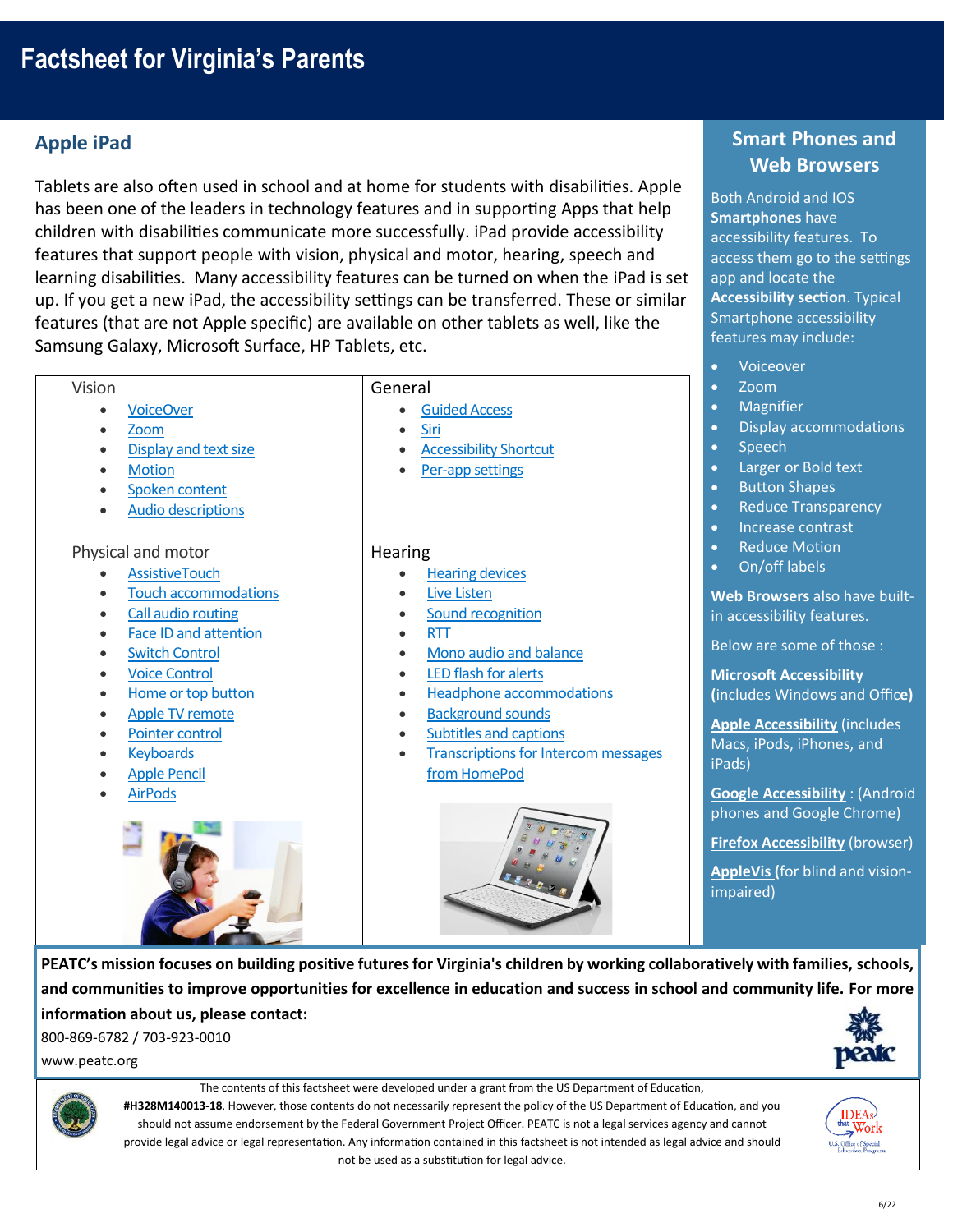# Factsheet for Virginia's Parents

## Apple iPad

Tablets are also often used in school and at home for students with disabilities. Apple has been one of the leaders in technology features and in supporting Apps that help children with disabilities communicate more successfully. iPad provide accessibility features that support people with vision, physical and motor, hearing, speech and learning disabilities. Many accessibility features can be turned on when the iPad is set up. If you get a new iPad, the accessibility settings can be transferred. These or similar features (that are not Apple specific) are available on other tablets as well, like the Samsung Galaxy, Microsoft Surface, HP Tablets, etc.

| | |
|---|---|
| Vision<br>• VoiceOver<br>• Zoom<br>• Display and text size<br>• Motion<br>• Spoken content<br>• Audio descriptions | General<br>• Guided Access<br>• Siri<br>• Accessibility Shortcut<br>• Per-app settings |
| Physical and motor<br>• AssistiveTouch<br>• Touch accommodations<br>• Call audio routing<br>• Face ID and attention<br>• Switch Control<br>• Voice Control<br>• Home or top button<br>• Apple TV remote<br>• Pointer control<br>• Keyboards<br>• Apple Pencil<br>• AirPods | Hearing<br>• Hearing devices<br>• Live Listen<br>• Sound recognition<br>• RTT<br>• Mono audio and balance<br>• LED flash for alerts<br>• Headphone accommodations<br>• Background sounds<br>• Subtitles and captions<br>• Transcriptions for Intercom messages from HomePod |

## Smart Phones and Web Browsers

Both Android and IOS **Smartphones** have accessibility features. To access them go to the settings app and locate the **Accessibility section**. Typical Smartphone accessibility features may include:

- Voiceover
- Zoom
- Magnifier
- Display accommodations
- Speech
- Larger or Bold text
- Button Shapes
- Reduce Transparency
- Increase contrast
- Reduce Motion
- On/off labels

**Web Browsers** also have built-in accessibility features.

Below are some of those :

**Microsoft Accessibility** (includes Windows and Office**)**

**Apple Accessibility** (includes Macs, iPods, iPhones, and iPads)

**Google Accessibility** : (Android phones and Google Chrome)

**Firefox Accessibility** (browser)

**AppleVis (**for blind and vision-impaired)

**PEATC's mission focuses on building positive futures for Virginia's children by working collaboratively with families, schools, and communities to improve opportunities for excellence in education and success in school and community life. For more information about us, please contact:**

800-869-6782 / 703-923-0010

www.peatc.org

The contents of this factsheet were developed under a grant from the US Department of Education, **#H328M140013-18**. However, those contents do not necessarily represent the policy of the US Department of Education, and you should not assume endorsement by the Federal Government Project Officer. PEATC is not a legal services agency and cannot provide legal advice or legal representation. Any information contained in this factsheet is not intended as legal advice and should not be used as a substitution for legal advice.

6/22